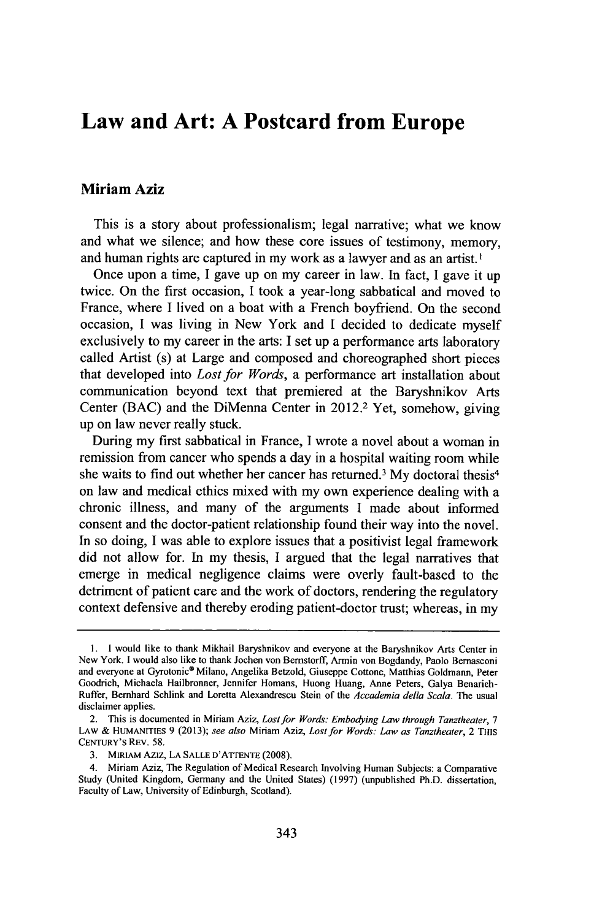# Law and Art: A Postcard from Europe

**Miriam Aziz**

This is a story about professionalism; legal narrative; what we know and what we silence; and how these core issues of testimony, memory, and human rights are captured in my work as a lawyer and as an artist.[1]

Once upon a time, I gave up on my career in law. In fact, I gave it up twice. On the first occasion, I took a year-long sabbatical and moved to France, where I lived on a boat with a French boyfriend. On the second occasion, I was living in New York and I decided to dedicate myself exclusively to my career in the arts: I set up a performance arts laboratory called Artist (s) at Large and composed and choreographed short pieces that developed into *Lost for Words*, a performance art installation about communication beyond text that premiered at the Baryshnikov Arts Center (BAC) and the DiMenna Center in 2012.[2] Yet, somehow, giving up on law never really stuck.

During my first sabbatical in France, I wrote a novel about a woman in remission from cancer who spends a day in a hospital waiting room while she waits to find out whether her cancer has returned.[3] My doctoral thesis[4] on law and medical ethics mixed with my own experience dealing with a chronic illness, and many of the arguments I made about informed consent and the doctor-patient relationship found their way into the novel. In so doing, I was able to explore issues that a positivist legal framework did not allow for. In my thesis, I argued that the legal narratives that emerge in medical negligence claims were overly fault-based to the detriment of patient care and the work of doctors, rendering the regulatory context defensive and thereby eroding patient-doctor trust; whereas, in my

---

1. I would like to thank Mikhail Baryshnikov and everyone at the Baryshnikov Arts Center in New York. I would also like to thank Jochen von Bernstorff, Armin von Bogdandy, Paolo Bernasconi and everyone at Gyrotonic® Milano, Angelika Betzold, Giuseppe Cottone, Matthias Goldmann, Peter Goodrich, Michaela Hailbronner, Jennifer Homans, Huong Huang, Anne Peters, Galya Benarieh-Ruffer, Bernhard Schlink and Loretta Alexandrescu Stein of the *Accademia della Scala*. The usual disclaimer applies.

2. This is documented in Miriam Aziz, *Lost for Words: Embodying Law through Tanztheater*, 7 LAW & HUMANITIES 9 (2013); *see also* Miriam Aziz, *Lost for Words: Law as Tanztheater*, 2 THIS CENTURY'S REV. 58.

3. MIRIAM AZIZ, LA SALLE D'ATTENTE (2008).

4. Miriam Aziz, The Regulation of Medical Research Involving Human Subjects: a Comparative Study (United Kingdom, Germany and the United States) (1997) (unpublished Ph.D. dissertation, Faculty of Law, University of Edinburgh, Scotland).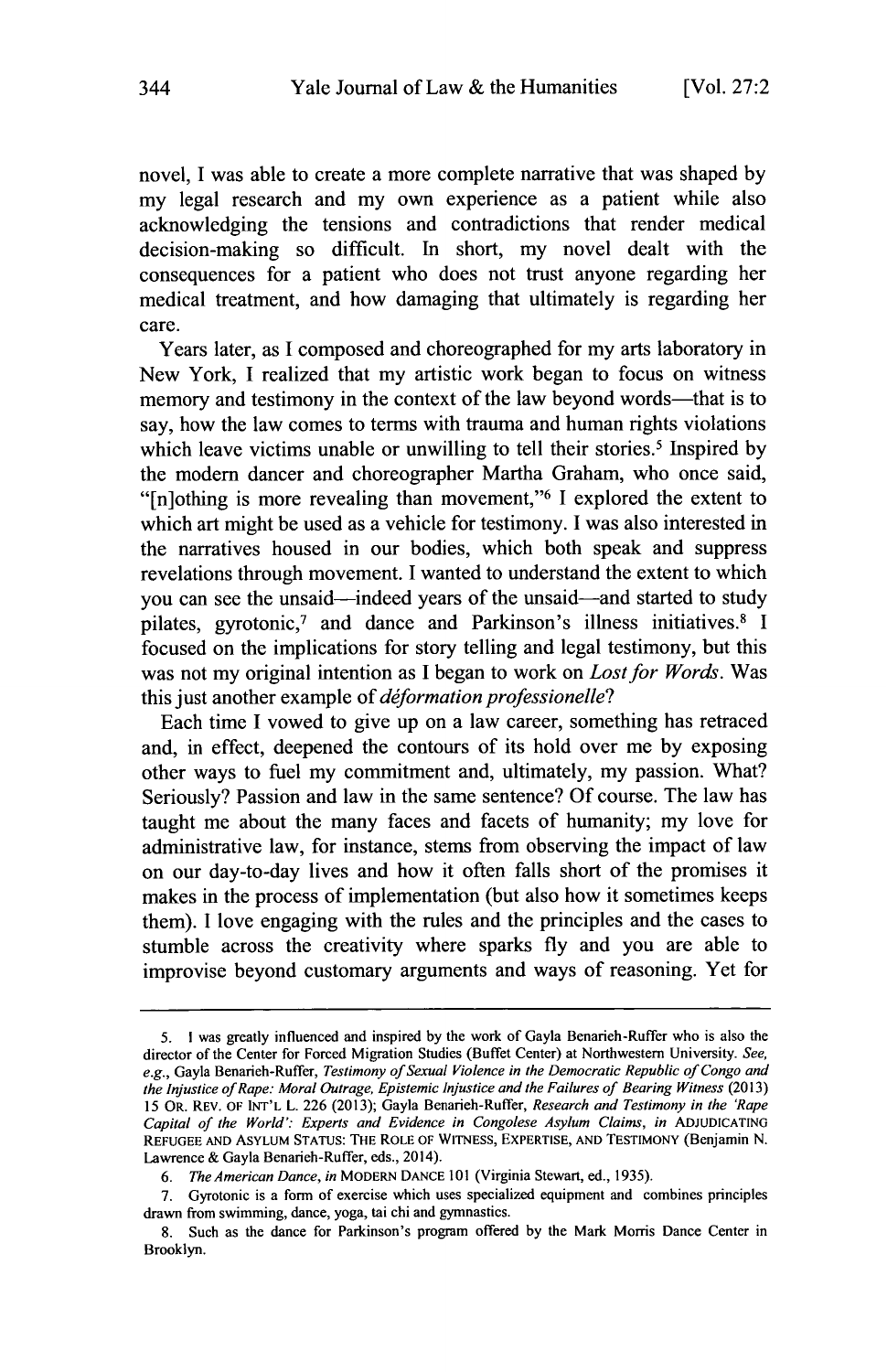novel, I was able to create a more complete narrative that was shaped by my legal research and my own experience as a patient while also acknowledging the tensions and contradictions that render medical decision-making so difficult. In short, my novel dealt with the consequences for a patient who does not trust anyone regarding her medical treatment, and how damaging that ultimately is regarding her care.

Years later, as I composed and choreographed for my arts laboratory in New York, I realized that my artistic work began to focus on witness memory and testimony in the context of the law beyond words—that is to say, how the law comes to terms with trauma and human rights violations which leave victims unable or unwilling to tell their stories.[5] Inspired by the modern dancer and choreographer Martha Graham, who once said, "[n]othing is more revealing than movement,"[6] I explored the extent to which art might be used as a vehicle for testimony. I was also interested in the narratives housed in our bodies, which both speak and suppress revelations through movement. I wanted to understand the extent to which you can see the unsaid—indeed years of the unsaid—and started to study pilates, gyrotonic,[7] and dance and Parkinson's illness initiatives.[8] I focused on the implications for story telling and legal testimony, but this was not my original intention as I began to work on *Lost for Words*. Was this just another example of *déformation professionelle*?

Each time I vowed to give up on a law career, something has retraced and, in effect, deepened the contours of its hold over me by exposing other ways to fuel my commitment and, ultimately, my passion. What? Seriously? Passion and law in the same sentence? Of course. The law has taught me about the many faces and facets of humanity; my love for administrative law, for instance, stems from observing the impact of law on our day-to-day lives and how it often falls short of the promises it makes in the process of implementation (but also how it sometimes keeps them). I love engaging with the rules and the principles and the cases to stumble across the creativity where sparks fly and you are able to improvise beyond customary arguments and ways of reasoning. Yet for

---

5. I was greatly influenced and inspired by the work of Gayla Benarieh-Ruffer who is also the director of the Center for Forced Migration Studies (Buffet Center) at Northwestern University. *See, e.g.*, Gayla Benarieh-Ruffer, *Testimony of Sexual Violence in the Democratic Republic of Congo and the Injustice of Rape: Moral Outrage, Epistemic Injustice and the Failures of Bearing Witness* (2013) 15 OR. REV. OF INT'L L. 226 (2013); Gayla Benarieh-Ruffer, *Research and Testimony in the 'Rape Capital of the World': Experts and Evidence in Congolese Asylum Claims*, *in* ADJUDICATING REFUGEE AND ASYLUM STATUS: THE ROLE OF WITNESS, EXPERTISE, AND TESTIMONY (Benjamin N. Lawrence & Gayla Benarieh-Ruffer, eds., 2014).

6. *The American Dance*, *in* MODERN DANCE 101 (Virginia Stewart, ed., 1935).

7. Gyrotonic is a form of exercise which uses specialized equipment and combines principles drawn from swimming, dance, yoga, tai chi and gymnastics.

8. Such as the dance for Parkinson's program offered by the Mark Morris Dance Center in Brooklyn.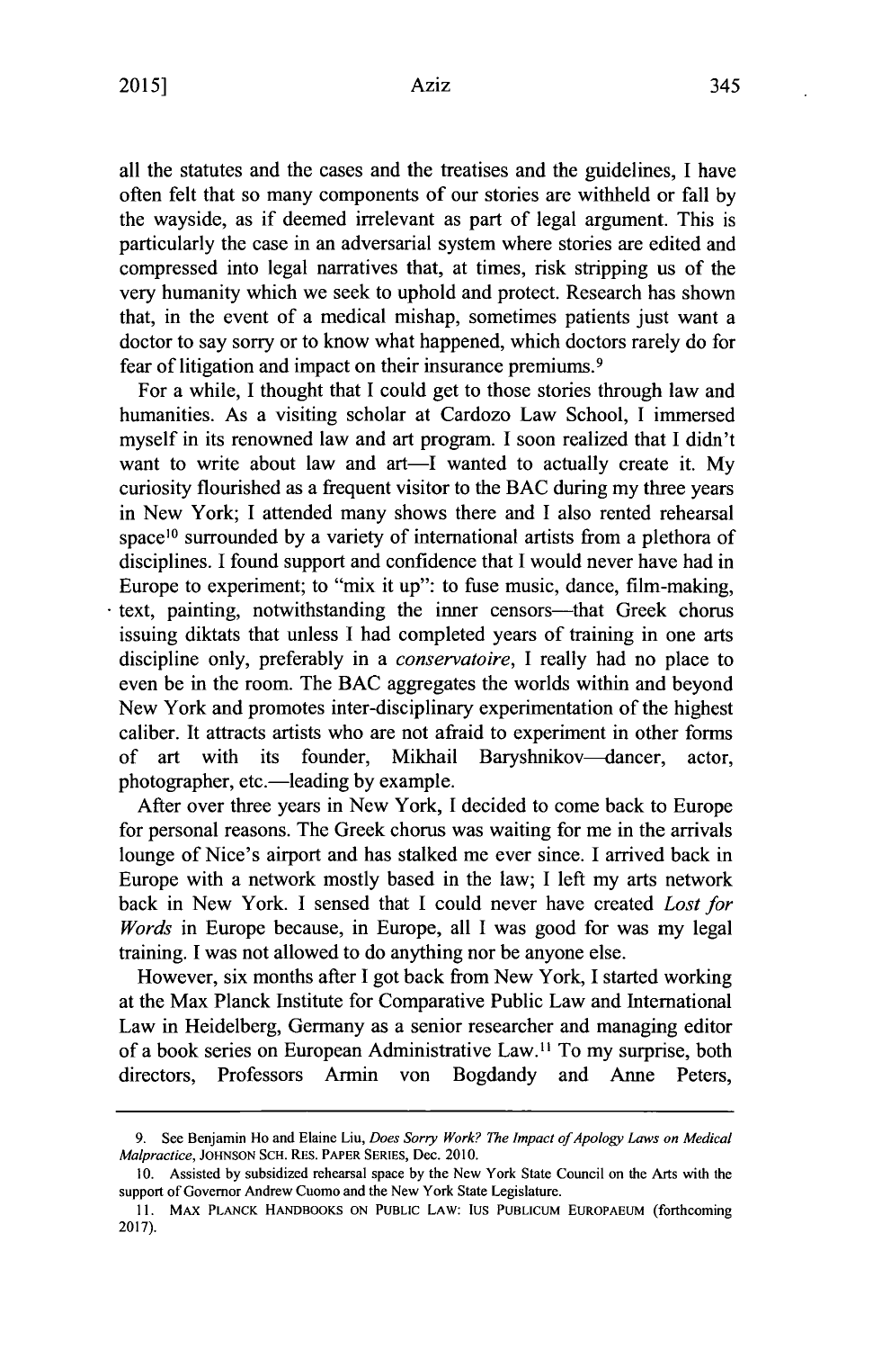all the statutes and the cases and the treatises and the guidelines, I have often felt that so many components of our stories are withheld or fall by the wayside, as if deemed irrelevant as part of legal argument. This is particularly the case in an adversarial system where stories are edited and compressed into legal narratives that, at times, risk stripping us of the very humanity which we seek to uphold and protect. Research has shown that, in the event of a medical mishap, sometimes patients just want a doctor to say sorry or to know what happened, which doctors rarely do for fear of litigation and impact on their insurance premiums.[9]

For a while, I thought that I could get to those stories through law and humanities. As a visiting scholar at Cardozo Law School, I immersed myself in its renowned law and art program. I soon realized that I didn't want to write about law and art—I wanted to actually create it. My curiosity flourished as a frequent visitor to the BAC during my three years in New York; I attended many shows there and I also rented rehearsal space[10] surrounded by a variety of international artists from a plethora of disciplines. I found support and confidence that I would never have had in Europe to experiment; to "mix it up": to fuse music, dance, film-making, text, painting, notwithstanding the inner censors—that Greek chorus issuing diktats that unless I had completed years of training in one arts discipline only, preferably in a *conservatoire*, I really had no place to even be in the room. The BAC aggregates the worlds within and beyond New York and promotes inter-disciplinary experimentation of the highest caliber. It attracts artists who are not afraid to experiment in other forms of art with its founder, Mikhail Baryshnikov—dancer, actor, photographer, etc.—leading by example.

After over three years in New York, I decided to come back to Europe for personal reasons. The Greek chorus was waiting for me in the arrivals lounge of Nice's airport and has stalked me ever since. I arrived back in Europe with a network mostly based in the law; I left my arts network back in New York. I sensed that I could never have created *Lost for Words* in Europe because, in Europe, all I was good for was my legal training. I was not allowed to do anything nor be anyone else.

However, six months after I got back from New York, I started working at the Max Planck Institute for Comparative Public Law and International Law in Heidelberg, Germany as a senior researcher and managing editor of a book series on European Administrative Law.[11] To my surprise, both directors, Professors Armin von Bogdandy and Anne Peters,

---

9. See Benjamin Ho and Elaine Liu, *Does Sorry Work? The Impact of Apology Laws on Medical Malpractice*, JOHNSON SCH. RES. PAPER SERIES, Dec. 2010.

10. Assisted by subsidized rehearsal space by the New York State Council on the Arts with the support of Governor Andrew Cuomo and the New York State Legislature.

11. MAX PLANCK HANDBOOKS ON PUBLIC LAW: IUS PUBLICUM EUROPAEUM (forthcoming 2017).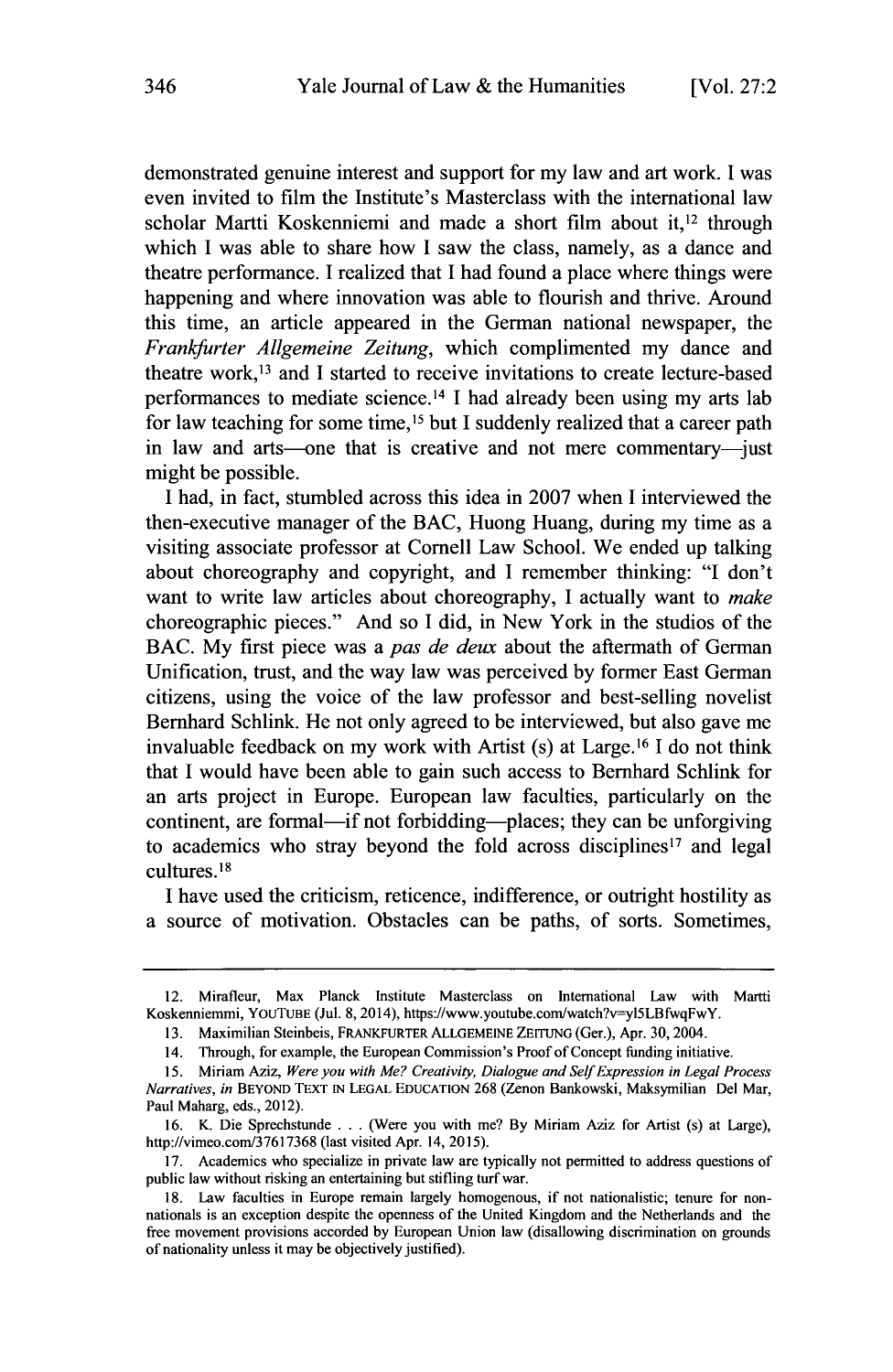demonstrated genuine interest and support for my law and art work. I was even invited to film the Institute's Masterclass with the international law scholar Martti Koskenniemi and made a short film about it,[12] through which I was able to share how I saw the class, namely, as a dance and theatre performance. I realized that I had found a place where things were happening and where innovation was able to flourish and thrive. Around this time, an article appeared in the German national newspaper, the *Frankfurter Allgemeine Zeitung*, which complimented my dance and theatre work,[13] and I started to receive invitations to create lecture-based performances to mediate science.[14] I had already been using my arts lab for law teaching for some time,[15] but I suddenly realized that a career path in law and arts—one that is creative and not mere commentary—just might be possible.

I had, in fact, stumbled across this idea in 2007 when I interviewed the then-executive manager of the BAC, Huong Huang, during my time as a visiting associate professor at Cornell Law School. We ended up talking about choreography and copyright, and I remember thinking: "I don't want to write law articles about choreography, I actually want to *make* choreographic pieces." And so I did, in New York in the studios of the BAC. My first piece was a *pas de deux* about the aftermath of German Unification, trust, and the way law was perceived by former East German citizens, using the voice of the law professor and best-selling novelist Bernhard Schlink. He not only agreed to be interviewed, but also gave me invaluable feedback on my work with Artist (s) at Large.[16] I do not think that I would have been able to gain such access to Bernhard Schlink for an arts project in Europe. European law faculties, particularly on the continent, are formal—if not forbidding—places; they can be unforgiving to academics who stray beyond the fold across disciplines[17] and legal cultures.[18]

I have used the criticism, reticence, indifference, or outright hostility as a source of motivation. Obstacles can be paths, of sorts. Sometimes,

---

12. Mirafleur, Max Planck Institute Masterclass on International Law with Martti Koskenniemmi, YOUTUBE (Jul. 8, 2014), https://www.youtube.com/watch?v=yl5LBfwqFwY.

13. Maximilian Steinbeis, FRANKFURTER ALLGEMEINE ZEITUNG (Ger.), Apr. 30, 2004.

14. Through, for example, the European Commission's Proof of Concept funding initiative.

15. Miriam Aziz, *Were you with Me? Creativity, Dialogue and Self Expression in Legal Process Narratives*, *in* BEYOND TEXT IN LEGAL EDUCATION 268 (Zenon Bankowski, Maksymilian Del Mar, Paul Maharg, eds., 2012).

16. K. Die Sprechstunde . . . (Were you with me? By Miriam Aziz for Artist (s) at Large), http://vimeo.com/37617368 (last visited Apr. 14, 2015).

17. Academics who specialize in private law are typically not permitted to address questions of public law without risking an entertaining but stifling turf war.

18. Law faculties in Europe remain largely homogenous, if not nationalistic; tenure for non-nationals is an exception despite the openness of the United Kingdom and the Netherlands and the free movement provisions accorded by European Union law (disallowing discrimination on grounds of nationality unless it may be objectively justified).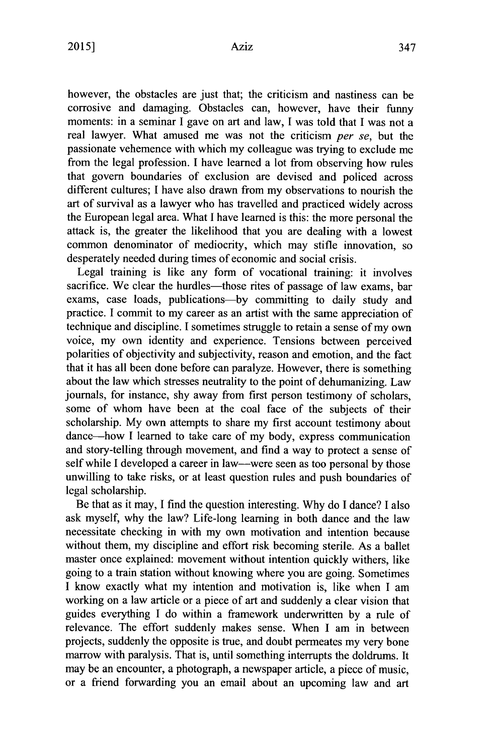however, the obstacles are just that; the criticism and nastiness can be corrosive and damaging. Obstacles can, however, have their funny moments: in a seminar I gave on art and law, I was told that I was not a real lawyer. What amused me was not the criticism *per se*, but the passionate vehemence with which my colleague was trying to exclude me from the legal profession. I have learned a lot from observing how rules that govern boundaries of exclusion are devised and policed across different cultures; I have also drawn from my observations to nourish the art of survival as a lawyer who has travelled and practiced widely across the European legal area. What I have learned is this: the more personal the attack is, the greater the likelihood that you are dealing with a lowest common denominator of mediocrity, which may stifle innovation, so desperately needed during times of economic and social crisis.

Legal training is like any form of vocational training: it involves sacrifice. We clear the hurdles—those rites of passage of law exams, bar exams, case loads, publications—by committing to daily study and practice. I commit to my career as an artist with the same appreciation of technique and discipline. I sometimes struggle to retain a sense of my own voice, my own identity and experience. Tensions between perceived polarities of objectivity and subjectivity, reason and emotion, and the fact that it has all been done before can paralyze. However, there is something about the law which stresses neutrality to the point of dehumanizing. Law journals, for instance, shy away from first person testimony of scholars, some of whom have been at the coal face of the subjects of their scholarship. My own attempts to share my first account testimony about dance—how I learned to take care of my body, express communication and story-telling through movement, and find a way to protect a sense of self while I developed a career in law—were seen as too personal by those unwilling to take risks, or at least question rules and push boundaries of legal scholarship.

Be that as it may, I find the question interesting. Why do I dance? I also ask myself, why the law? Life-long learning in both dance and the law necessitate checking in with my own motivation and intention because without them, my discipline and effort risk becoming sterile. As a ballet master once explained: movement without intention quickly withers, like going to a train station without knowing where you are going. Sometimes I know exactly what my intention and motivation is, like when I am working on a law article or a piece of art and suddenly a clear vision that guides everything I do within a framework underwritten by a rule of relevance. The effort suddenly makes sense. When I am in between projects, suddenly the opposite is true, and doubt permeates my very bone marrow with paralysis. That is, until something interrupts the doldrums. It may be an encounter, a photograph, a newspaper article, a piece of music, or a friend forwarding you an email about an upcoming law and art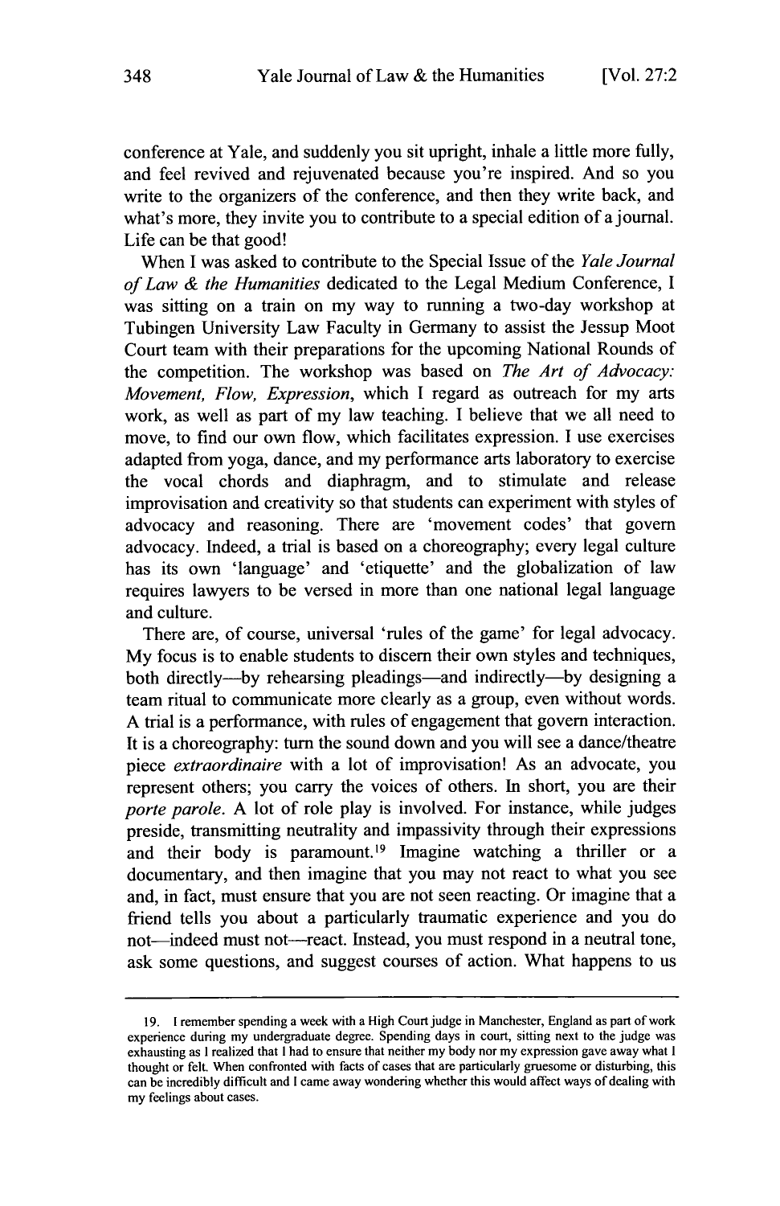conference at Yale, and suddenly you sit upright, inhale a little more fully, and feel revived and rejuvenated because you're inspired. And so you write to the organizers of the conference, and then they write back, and what's more, they invite you to contribute to a special edition of a journal. Life can be that good!

When I was asked to contribute to the Special Issue of the *Yale Journal of Law & the Humanities* dedicated to the Legal Medium Conference, I was sitting on a train on my way to running a two-day workshop at Tubingen University Law Faculty in Germany to assist the Jessup Moot Court team with their preparations for the upcoming National Rounds of the competition. The workshop was based on *The Art of Advocacy: Movement, Flow, Expression*, which I regard as outreach for my arts work, as well as part of my law teaching. I believe that we all need to move, to find our own flow, which facilitates expression. I use exercises adapted from yoga, dance, and my performance arts laboratory to exercise the vocal chords and diaphragm, and to stimulate and release improvisation and creativity so that students can experiment with styles of advocacy and reasoning. There are 'movement codes' that govern advocacy. Indeed, a trial is based on a choreography; every legal culture has its own 'language' and 'etiquette' and the globalization of law requires lawyers to be versed in more than one national legal language and culture.

There are, of course, universal 'rules of the game' for legal advocacy. My focus is to enable students to discern their own styles and techniques, both directly—by rehearsing pleadings—and indirectly—by designing a team ritual to communicate more clearly as a group, even without words. A trial is a performance, with rules of engagement that govern interaction. It is a choreography: turn the sound down and you will see a dance/theatre piece *extraordinaire* with a lot of improvisation! As an advocate, you represent others; you carry the voices of others. In short, you are their *porte parole*. A lot of role play is involved. For instance, while judges preside, transmitting neutrality and impassivity through their expressions and their body is paramount.[19] Imagine watching a thriller or a documentary, and then imagine that you may not react to what you see and, in fact, must ensure that you are not seen reacting. Or imagine that a friend tells you about a particularly traumatic experience and you do not—indeed must not—react. Instead, you must respond in a neutral tone, ask some questions, and suggest courses of action. What happens to us

---

19. I remember spending a week with a High Court judge in Manchester, England as part of work experience during my undergraduate degree. Spending days in court, sitting next to the judge was exhausting as I realized that I had to ensure that neither my body nor my expression gave away what I thought or felt. When confronted with facts of cases that are particularly gruesome or disturbing, this can be incredibly difficult and I came away wondering whether this would affect ways of dealing with my feelings about cases.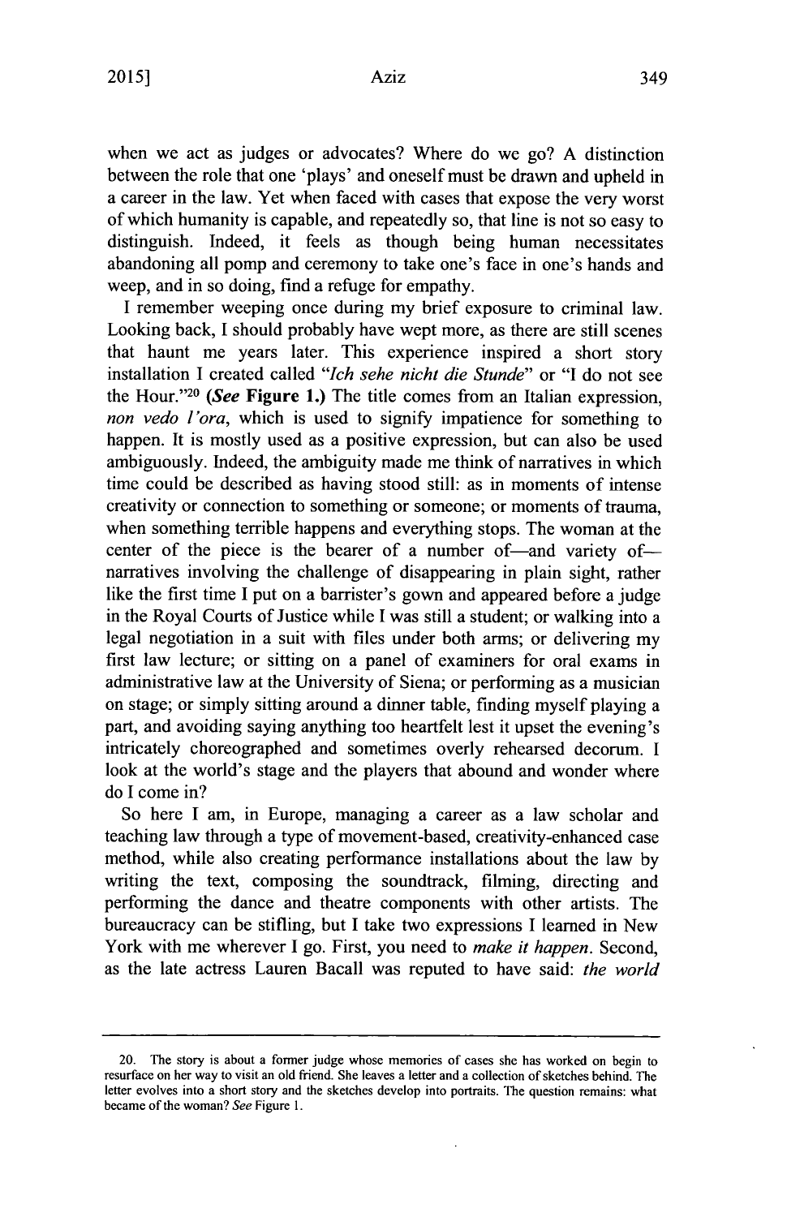when we act as judges or advocates? Where do we go? A distinction between the role that one 'plays' and oneself must be drawn and upheld in a career in the law. Yet when faced with cases that expose the very worst of which humanity is capable, and repeatedly so, that line is not so easy to distinguish. Indeed, it feels as though being human necessitates abandoning all pomp and ceremony to take one's face in one's hands and weep, and in so doing, find a refuge for empathy.

I remember weeping once during my brief exposure to criminal law. Looking back, I should probably have wept more, as there are still scenes that haunt me years later. This experience inspired a short story installation I created called "*Ich sehe nicht die Stunde*" or "I do not see the Hour."[20] ***(See* Figure 1.)** The title comes from an Italian expression, *non vedo l'ora*, which is used to signify impatience for something to happen. It is mostly used as a positive expression, but can also be used ambiguously. Indeed, the ambiguity made me think of narratives in which time could be described as having stood still: as in moments of intense creativity or connection to something or someone; or moments of trauma, when something terrible happens and everything stops. The woman at the center of the piece is the bearer of a number of—and variety of—narratives involving the challenge of disappearing in plain sight, rather like the first time I put on a barrister's gown and appeared before a judge in the Royal Courts of Justice while I was still a student; or walking into a legal negotiation in a suit with files under both arms; or delivering my first law lecture; or sitting on a panel of examiners for oral exams in administrative law at the University of Siena; or performing as a musician on stage; or simply sitting around a dinner table, finding myself playing a part, and avoiding saying anything too heartfelt lest it upset the evening's intricately choreographed and sometimes overly rehearsed decorum. I look at the world's stage and the players that abound and wonder where do I come in?

So here I am, in Europe, managing a career as a law scholar and teaching law through a type of movement-based, creativity-enhanced case method, while also creating performance installations about the law by writing the text, composing the soundtrack, filming, directing and performing the dance and theatre components with other artists. The bureaucracy can be stifling, but I take two expressions I learned in New York with me wherever I go. First, you need to *make it happen*. Second, as the late actress Lauren Bacall was reputed to have said: *the world*

---

20. The story is about a former judge whose memories of cases she has worked on begin to resurface on her way to visit an old friend. She leaves a letter and a collection of sketches behind. The letter evolves into a short story and the sketches develop into portraits. The question remains: what became of the woman? *See* Figure 1.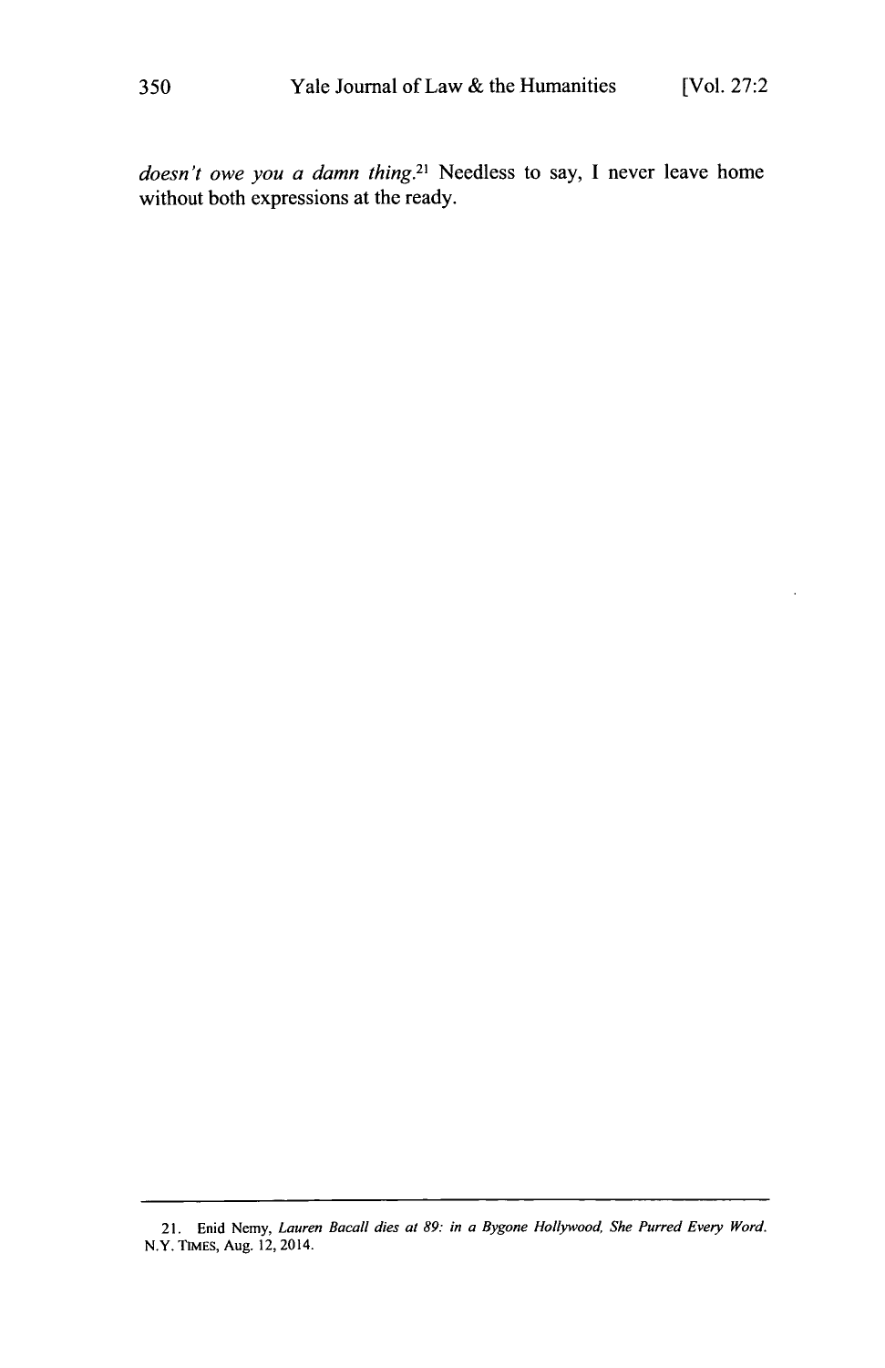*doesn't owe you a damn thing.*[21] Needless to say, I never leave home without both expressions at the ready.

---

21. Enid Nemy, *Lauren Bacall dies at 89: in a Bygone Hollywood, She Purred Every Word.* N.Y. TIMES, Aug. 12, 2014.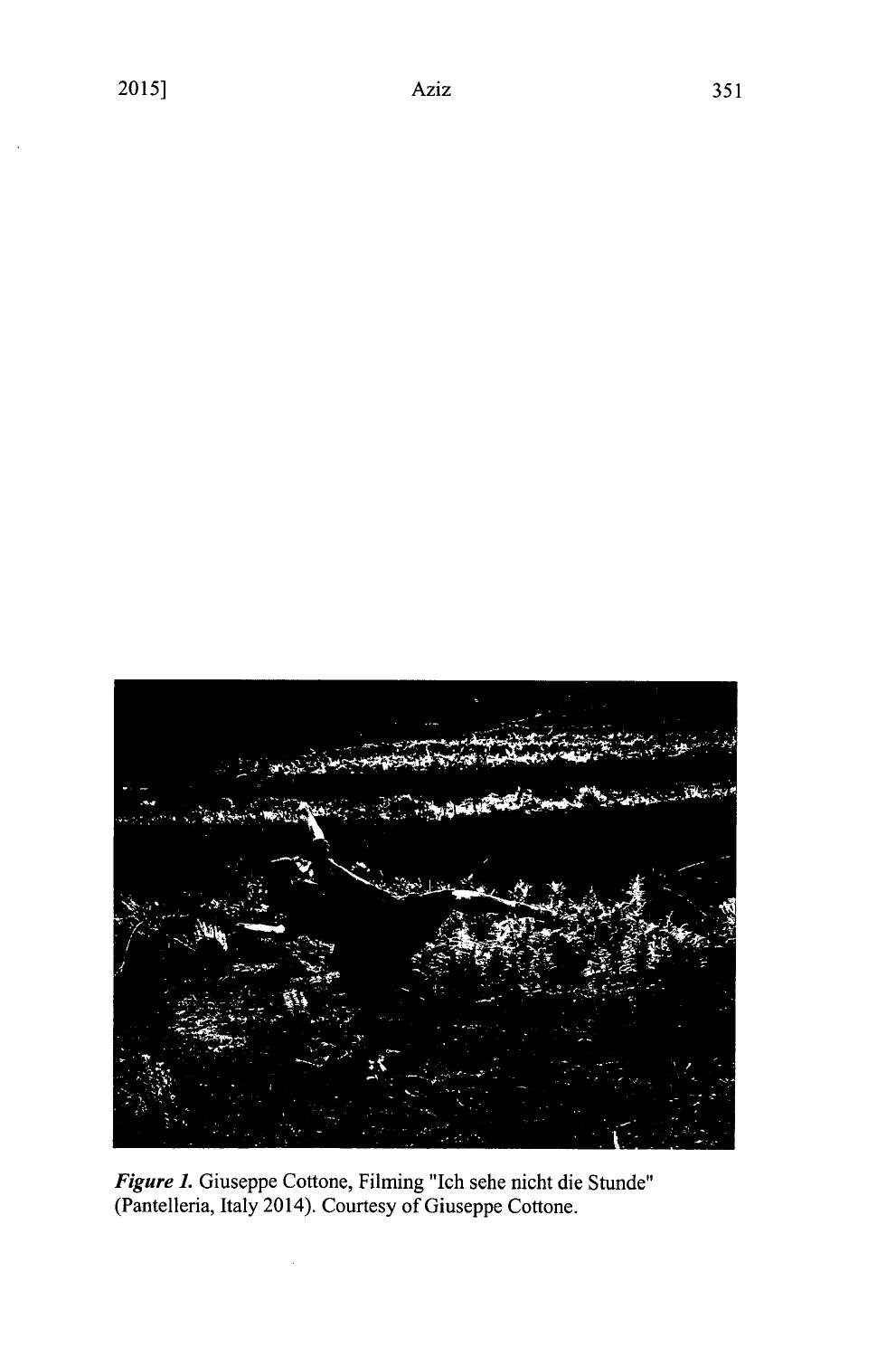*Figure 1.* Giuseppe Cottone, Filming "Ich sehe nicht die Stunde" (Pantelleria, Italy 2014). Courtesy of Giuseppe Cottone.